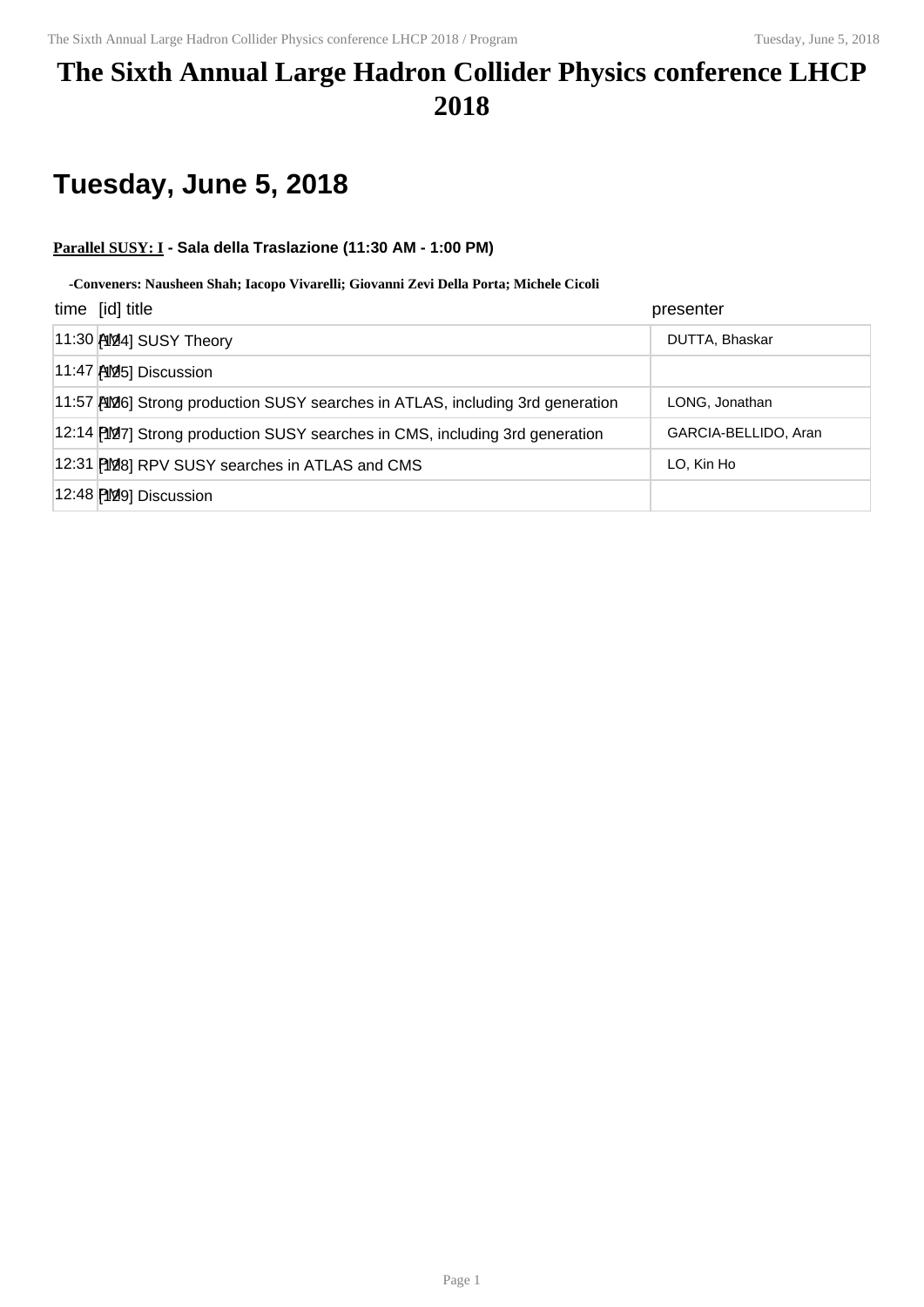# The Sixth Annual Large Hadron Collider Physics conference LHCP 2018

## Tuesday, June 5, 2018

**Parallel SUSY: I - Sala della Traslazione (11:30 AM - 1:00 PM)**

**-Conveners: Nausheen Shah; Iacopo Vivarelli; Giovanni Zevi Della Porta; Michele Cicoli**

| time | [id] title | presenter |
| --- | --- | --- |
| 11:30 AM | [124] SUSY Theory | DUTTA, Bhaskar |
| 11:47 AM | [125] Discussion | |
| 11:57 AM | [126] Strong production SUSY searches in ATLAS, including 3rd generation | LONG, Jonathan |
| 12:14 PM | [127] Strong production SUSY searches in CMS, including 3rd generation | GARCIA-BELLIDO, Aran |
| 12:31 PM | [128] RPV SUSY searches in ATLAS and CMS | LO, Kin Ho |
| 12:48 PM | [129] Discussion | |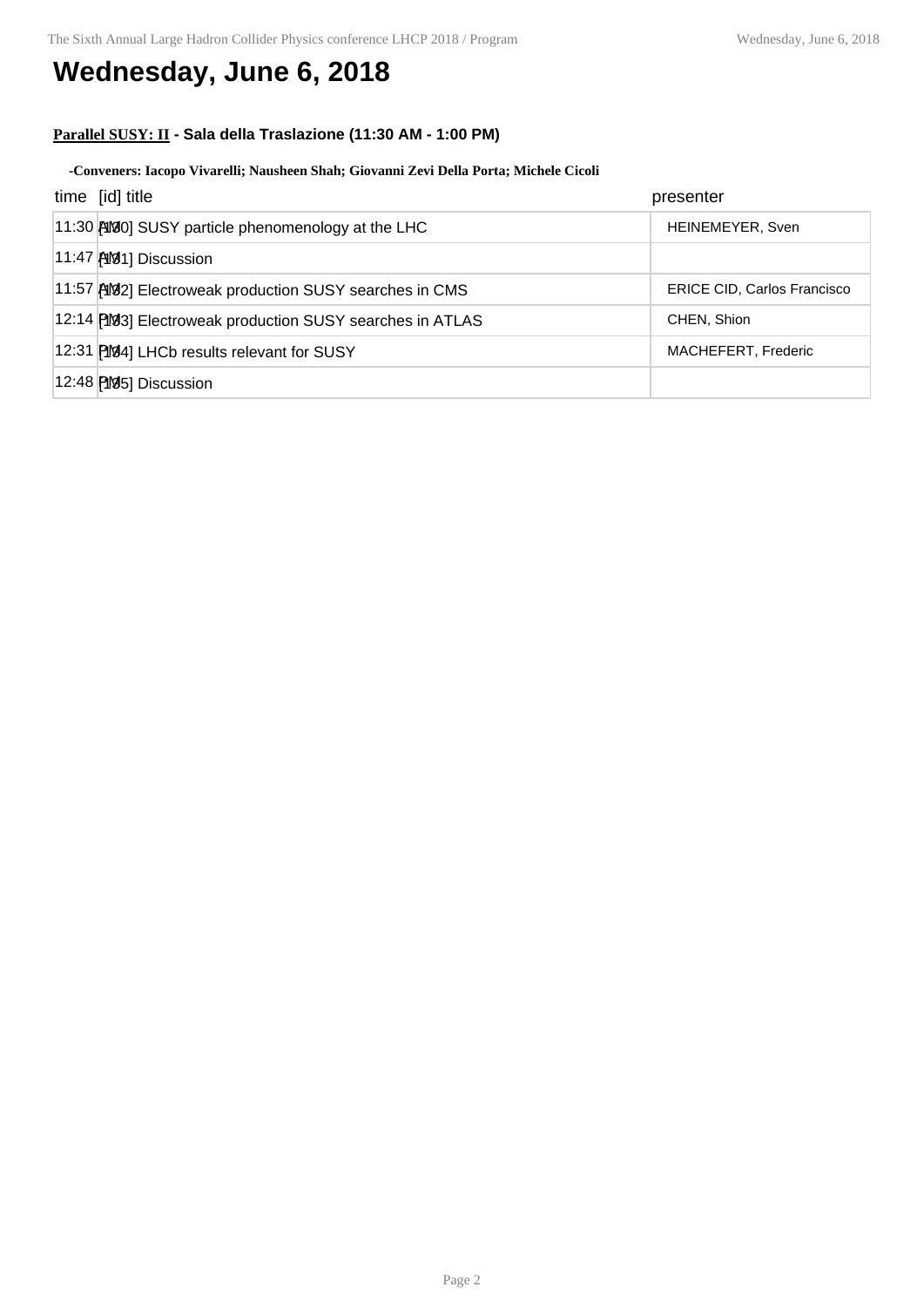# Wednesday, June 6, 2018

**Parallel SUSY: II - Sala della Traslazione (11:30 AM - 1:00 PM)**

**-Conveners: Iacopo Vivarelli; Nausheen Shah; Giovanni Zevi Della Porta; Michele Cicoli**

| time | [id] title | presenter |
| --- | --- | --- |
| 11:30 AM | [130] SUSY particle phenomenology at the LHC | HEINEMEYER, Sven |
| 11:47 AM | [131] Discussion | |
| 11:57 AM | [132] Electroweak production SUSY searches in CMS | ERICE CID, Carlos Francisco |
| 12:14 PM | [133] Electroweak production SUSY searches in ATLAS | CHEN, Shion |
| 12:31 PM | [134] LHCb results relevant for SUSY | MACHEFERT, Frederic |
| 12:48 PM | [135] Discussion | |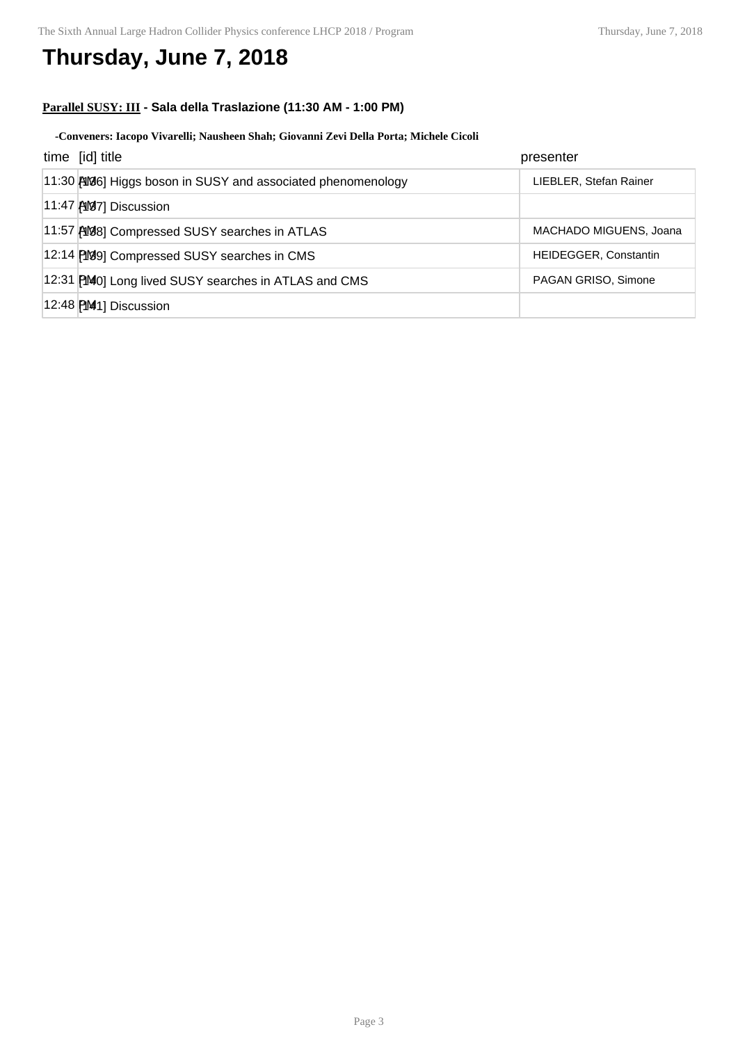# Thursday, June 7, 2018

**Parallel SUSY: III** - **Sala della Traslazione (11:30 AM - 1:00 PM)**

**-Conveners: Iacopo Vivarelli; Nausheen Shah; Giovanni Zevi Della Porta; Michele Cicoli**

| time | [id] title | presenter |
|---|---|---|
| 11:30 AM | [136] Higgs boson in SUSY and associated phenomenology | LIEBLER, Stefan Rainer |
| 11:47 AM | [137] Discussion | |
| 11:57 AM | [138] Compressed SUSY searches in ATLAS | MACHADO MIGUENS, Joana |
| 12:14 PM | [139] Compressed SUSY searches in CMS | HEIDEGGER, Constantin |
| 12:31 PM | [140] Long lived SUSY searches in ATLAS and CMS | PAGAN GRISO, Simone |
| 12:48 PM | [141] Discussion | |